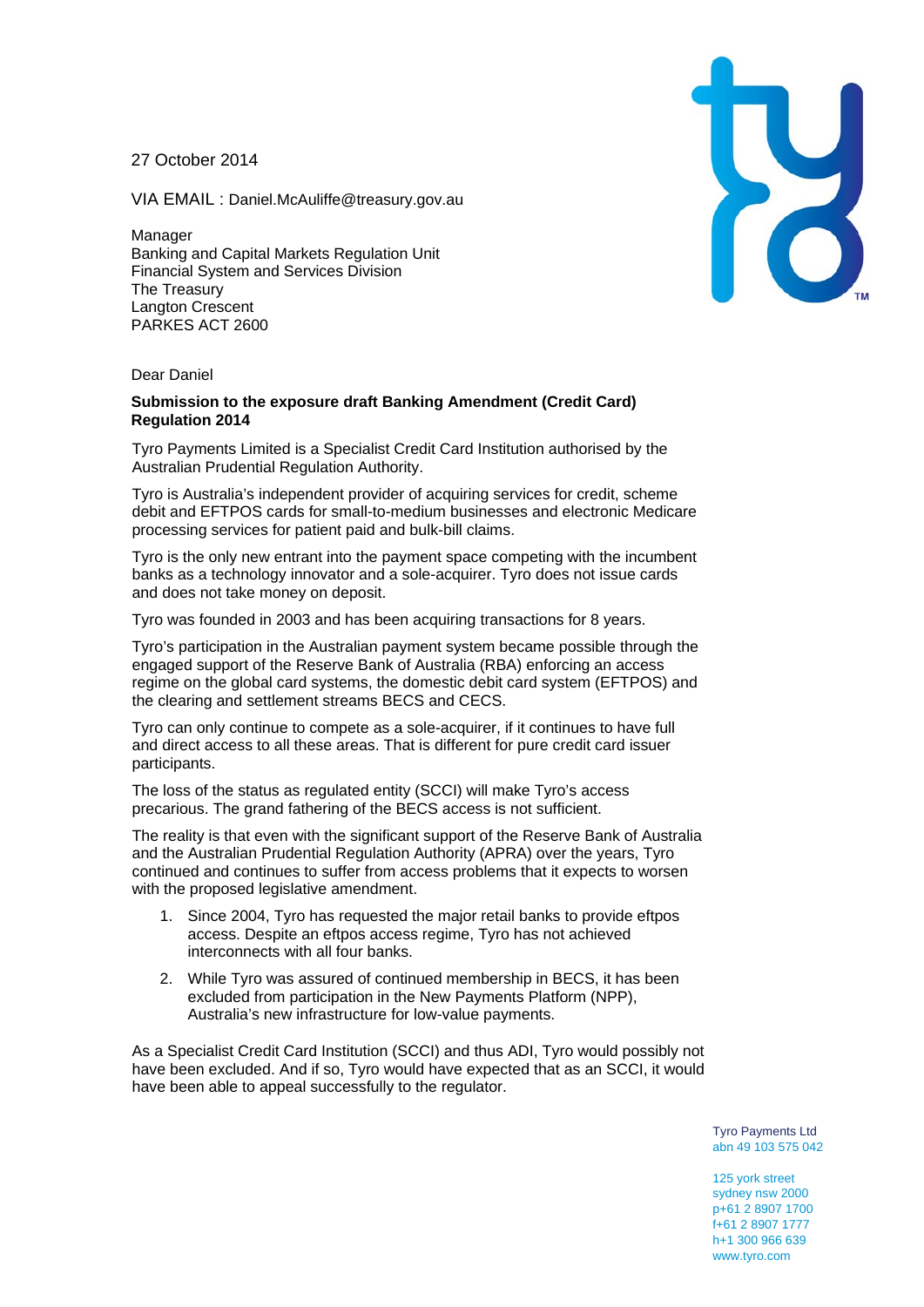27 October 2014

VIA EMAIL : Daniel.McAuliffe@treasury.gov.au

Manager
Banking and Capital Markets Regulation Unit
Financial System and Services Division
The Treasury
Langton Crescent
PARKES ACT 2600

Dear Daniel

**Submission to the exposure draft Banking Amendment (Credit Card) Regulation 2014**

Tyro Payments Limited is a Specialist Credit Card Institution authorised by the Australian Prudential Regulation Authority.

Tyro is Australia's independent provider of acquiring services for credit, scheme debit and EFTPOS cards for small-to-medium businesses and electronic Medicare processing services for patient paid and bulk-bill claims.

Tyro is the only new entrant into the payment space competing with the incumbent banks as a technology innovator and a sole-acquirer. Tyro does not issue cards and does not take money on deposit.

Tyro was founded in 2003 and has been acquiring transactions for 8 years.

Tyro's participation in the Australian payment system became possible through the engaged support of the Reserve Bank of Australia (RBA) enforcing an access regime on the global card systems, the domestic debit card system (EFTPOS) and the clearing and settlement streams BECS and CECS.

Tyro can only continue to compete as a sole-acquirer, if it continues to have full and direct access to all these areas. That is different for pure credit card issuer participants.

The loss of the status as regulated entity (SCCI) will make Tyro's access precarious. The grand fathering of the BECS access is not sufficient.

The reality is that even with the significant support of the Reserve Bank of Australia and the Australian Prudential Regulation Authority (APRA) over the years, Tyro continued and continues to suffer from access problems that it expects to worsen with the proposed legislative amendment.

1. Since 2004, Tyro has requested the major retail banks to provide eftpos access. Despite an eftpos access regime, Tyro has not achieved interconnects with all four banks.
2. While Tyro was assured of continued membership in BECS, it has been excluded from participation in the New Payments Platform (NPP), Australia's new infrastructure for low-value payments.

As a Specialist Credit Card Institution (SCCI) and thus ADI, Tyro would possibly not have been excluded. And if so, Tyro would have expected that as an SCCI, it would have been able to appeal successfully to the regulator.

Tyro Payments Ltd
abn 49 103 575 042

125 york street
sydney nsw 2000
p+61 2 8907 1700
f+61 2 8907 1777
h+1 300 966 639
www.tyro.com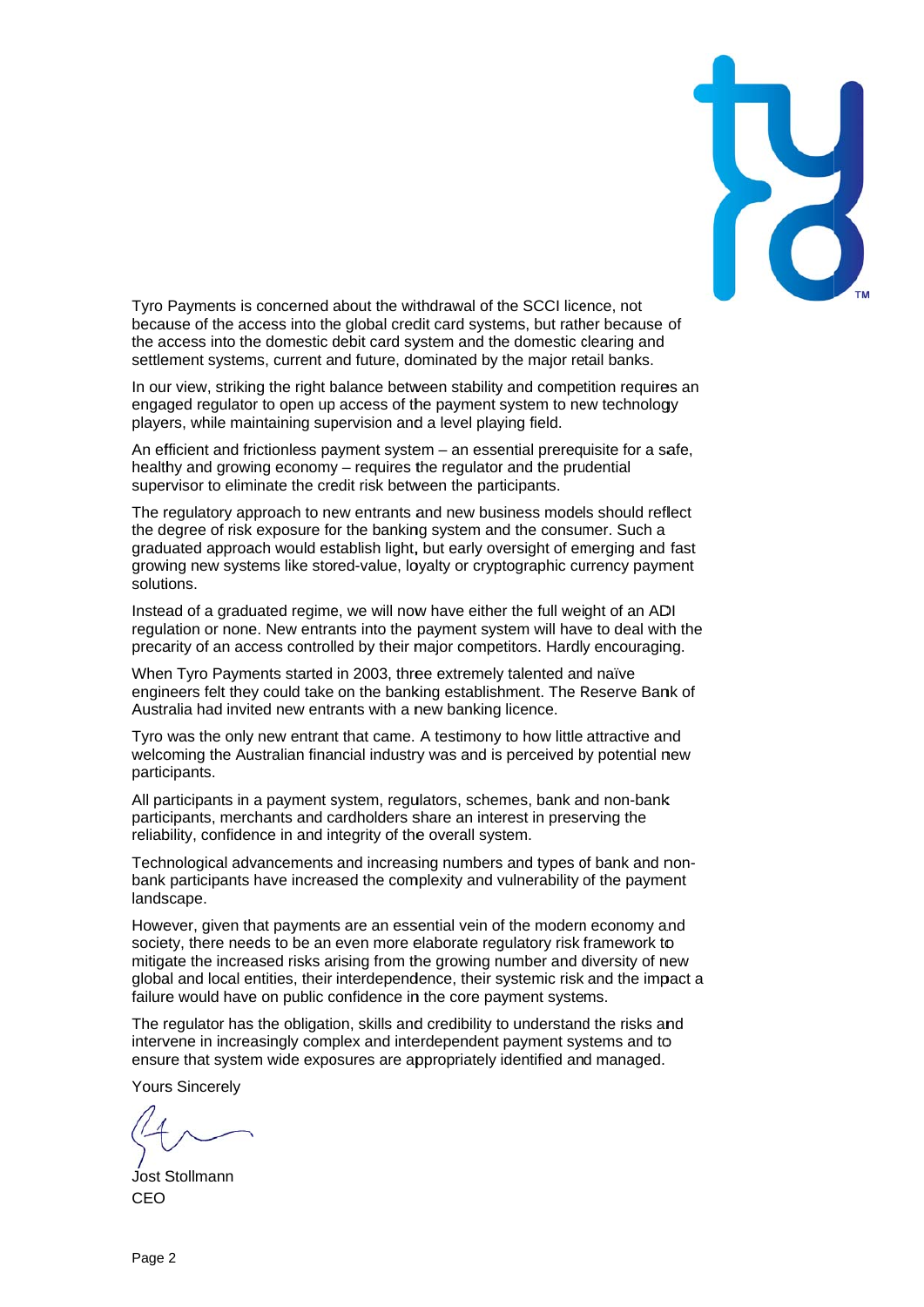Tyro Payments is concerned about the withdrawal of the SCCI licence, not because of the access into the global credit card systems, but rather because of the access into the domestic debit card system and the domestic clearing and settlement systems, current and future, dominated by the major retail banks.

In our view, striking the right balance between stability and competition requires an engaged regulator to open up access of the payment system to new technology players, while maintaining supervision and a level playing field.

An efficient and frictionless payment system – an essential prerequisite for a safe, healthy and growing economy – requires the regulator and the prudential supervisor to eliminate the credit risk between the participants.

The regulatory approach to new entrants and new business models should reflect the degree of risk exposure for the banking system and the consumer. Such a graduated approach would establish light, but early oversight of emerging and fast growing new systems like stored-value, loyalty or cryptographic currency payment solutions.

Instead of a graduated regime, we will now have either the full weight of an ADI regulation or none. New entrants into the payment system will have to deal with the precarity of an access controlled by their major competitors. Hardly encouraging.

When Tyro Payments started in 2003, three extremely talented and naïve engineers felt they could take on the banking establishment. The Reserve Bank of Australia had invited new entrants with a new banking licence.

Tyro was the only new entrant that came. A testimony to how little attractive and welcoming the Australian financial industry was and is perceived by potential new participants.

All participants in a payment system, regulators, schemes, bank and non-bank participants, merchants and cardholders share an interest in preserving the reliability, confidence in and integrity of the overall system.

Technological advancements and increasing numbers and types of bank and non-bank participants have increased the complexity and vulnerability of the payment landscape.

However, given that payments are an essential vein of the modern economy and society, there needs to be an even more elaborate regulatory risk framework to mitigate the increased risks arising from the growing number and diversity of new global and local entities, their interdependence, their systemic risk and the impact a failure would have on public confidence in the core payment systems.

The regulator has the obligation, skills and credibility to understand the risks and intervene in increasingly complex and interdependent payment systems and to ensure that system wide exposures are appropriately identified and managed.

Yours Sincerely

Jost Stollmann
CEO